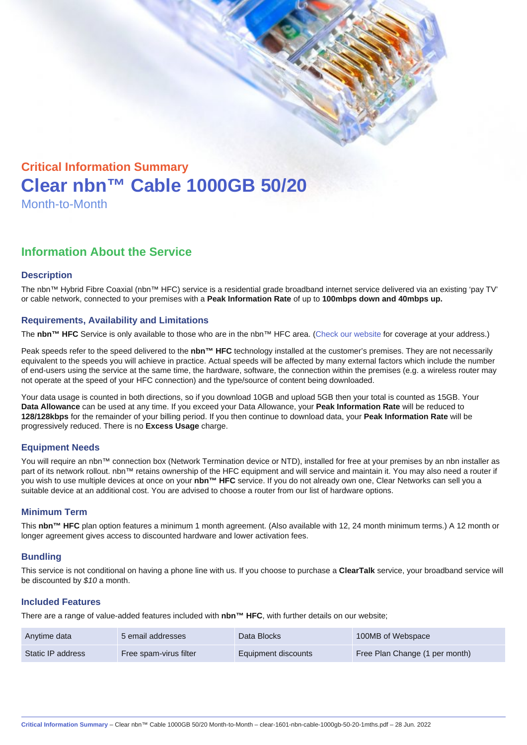## Critical Information Summary

# Clear nbn™ Cable 1000GB 50/20

Month-to-Month

## Information About the Service

### Description

The nbn™ Hybrid Fibre Coaxial (nbn™ HFC) service is a residential grade broadband internet service delivered via an existing 'pay TV' or cable network, connected to your premises with a **Peak Information Rate** of up to **100mbps down and 40mbps up.**

### Requirements, Availability and Limitations

The **nbn™ HFC** Service is only available to those who are in the nbn™ HFC area. (Check our website for coverage at your address.)

Peak speeds refer to the speed delivered to the **nbn™ HFC** technology installed at the customer's premises. They are not necessarily equivalent to the speeds you will achieve in practice. Actual speeds will be affected by many external factors which include the number of end-users using the service at the same time, the hardware, software, the connection within the premises (e.g. a wireless router may not operate at the speed of your HFC connection) and the type/source of content being downloaded.

Your data usage is counted in both directions, so if you download 10GB and upload 5GB then your total is counted as 15GB. Your **Data Allowance** can be used at any time. If you exceed your Data Allowance, your **Peak Information Rate** will be reduced to **128/128kbps** for the remainder of your billing period. If you then continue to download data, your **Peak Information Rate** will be progressively reduced. There is no **Excess Usage** charge.

### Equipment Needs

You will require an nbn™ connection box (Network Termination device or NTD), installed for free at your premises by an nbn installer as part of its network rollout. nbn™ retains ownership of the HFC equipment and will service and maintain it. You may also need a router if you wish to use multiple devices at once on your **nbn™ HFC** service. If you do not already own one, Clear Networks can sell you a suitable device at an additional cost. You are advised to choose a router from our list of hardware options.

### Minimum Term

This **nbn™ HFC** plan option features a minimum 1 month agreement. (Also available with 12, 24 month minimum terms.) A 12 month or longer agreement gives access to discounted hardware and lower activation fees.

### Bundling

This service is not conditional on having a phone line with us. If you choose to purchase a **ClearTalk** service, your broadband service will be discounted by *$10* a month.

### Included Features

There are a range of value-added features included with **nbn™ HFC**, with further details on our website;

| | | | |
|---|---|---|---|
| Anytime data | 5 email addresses | Data Blocks | 100MB of Webspace |
| Static IP address | Free spam-virus filter | Equipment discounts | Free Plan Change (1 per month) |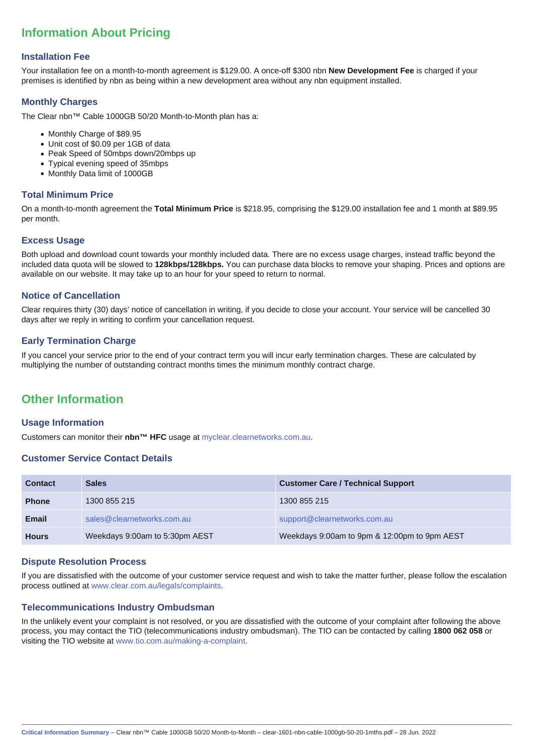## Information About Pricing

### Installation Fee

Your installation fee on a month-to-month agreement is $129.00. A once-off $300 nbn **New Development Fee** is charged if your premises is identified by nbn as being within a new development area without any nbn equipment installed.

### Monthly Charges

The Clear nbn™ Cable 1000GB 50/20 Month-to-Month plan has a:

- Monthly Charge of $89.95
- Unit cost of $0.09 per 1GB of data
- Peak Speed of 50mbps down/20mbps up
- Typical evening speed of 35mbps
- Monthly Data limit of 1000GB

### Total Minimum Price

On a month-to-month agreement the **Total Minimum Price** is $218.95, comprising the $129.00 installation fee and 1 month at $89.95 per month.

### Excess Usage

Both upload and download count towards your monthly included data. There are no excess usage charges, instead traffic beyond the included data quota will be slowed to **128kbps/128kbps.** You can purchase data blocks to remove your shaping. Prices and options are available on our website. It may take up to an hour for your speed to return to normal.

### Notice of Cancellation

Clear requires thirty (30) days' notice of cancellation in writing, if you decide to close your account. Your service will be cancelled 30 days after we reply in writing to confirm your cancellation request.

### Early Termination Charge

If you cancel your service prior to the end of your contract term you will incur early termination charges. These are calculated by multiplying the number of outstanding contract months times the minimum monthly contract charge.

## Other Information

### Usage Information

Customers can monitor their **nbn™ HFC** usage at myclear.clearnetworks.com.au.

### Customer Service Contact Details

| Contact | Sales | Customer Care / Technical Support |
| --- | --- | --- |
| **Phone** | 1300 855 215 | 1300 855 215 |
| **Email** | sales@clearnetworks.com.au | support@clearnetworks.com.au |
| **Hours** | Weekdays 9:00am to 5:30pm AEST | Weekdays 9:00am to 9pm & 12:00pm to 9pm AEST |

### Dispute Resolution Process

If you are dissatisfied with the outcome of your customer service request and wish to take the matter further, please follow the escalation process outlined at www.clear.com.au/legals/complaints.

### Telecommunications Industry Ombudsman

In the unlikely event your complaint is not resolved, or you are dissatisfied with the outcome of your complaint after following the above process, you may contact the TIO (telecommunications industry ombudsman). The TIO can be contacted by calling **1800 062 058** or visiting the TIO website at www.tio.com.au/making-a-complaint.